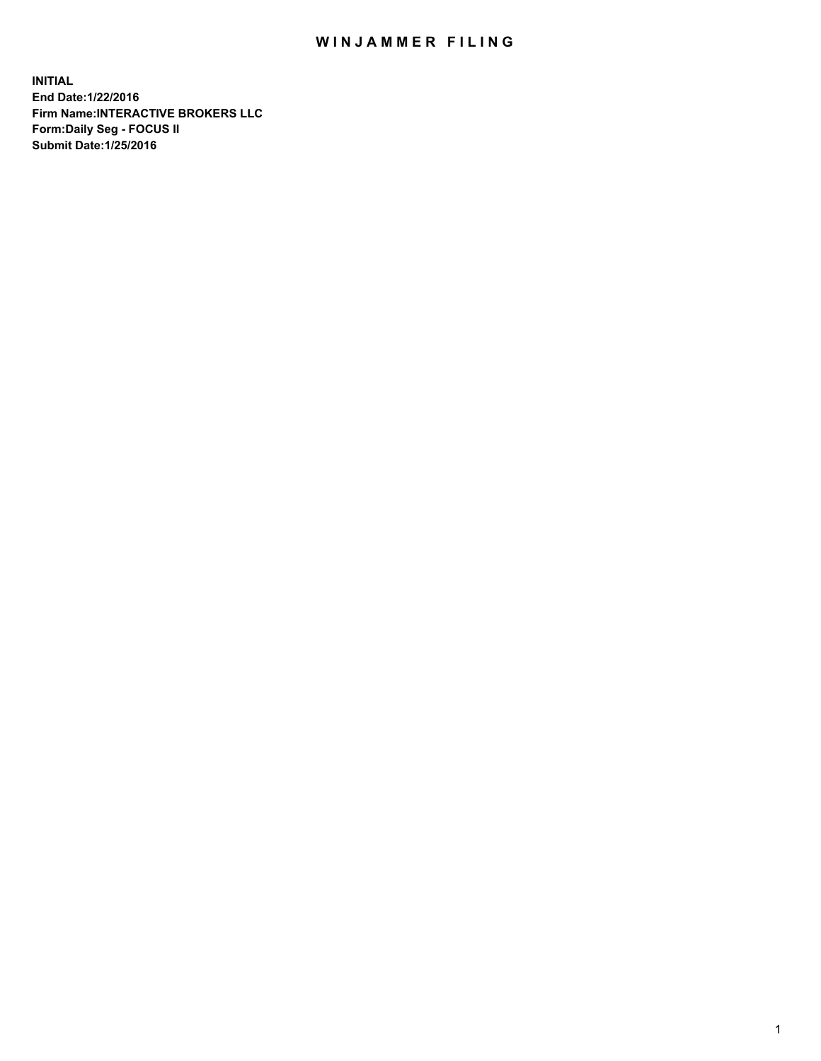# WINJAMMER FILING

**INITIAL**
**End Date:1/22/2016**
**Firm Name:INTERACTIVE BROKERS LLC**
**Form:Daily Seg - FOCUS II**
**Submit Date:1/25/2016**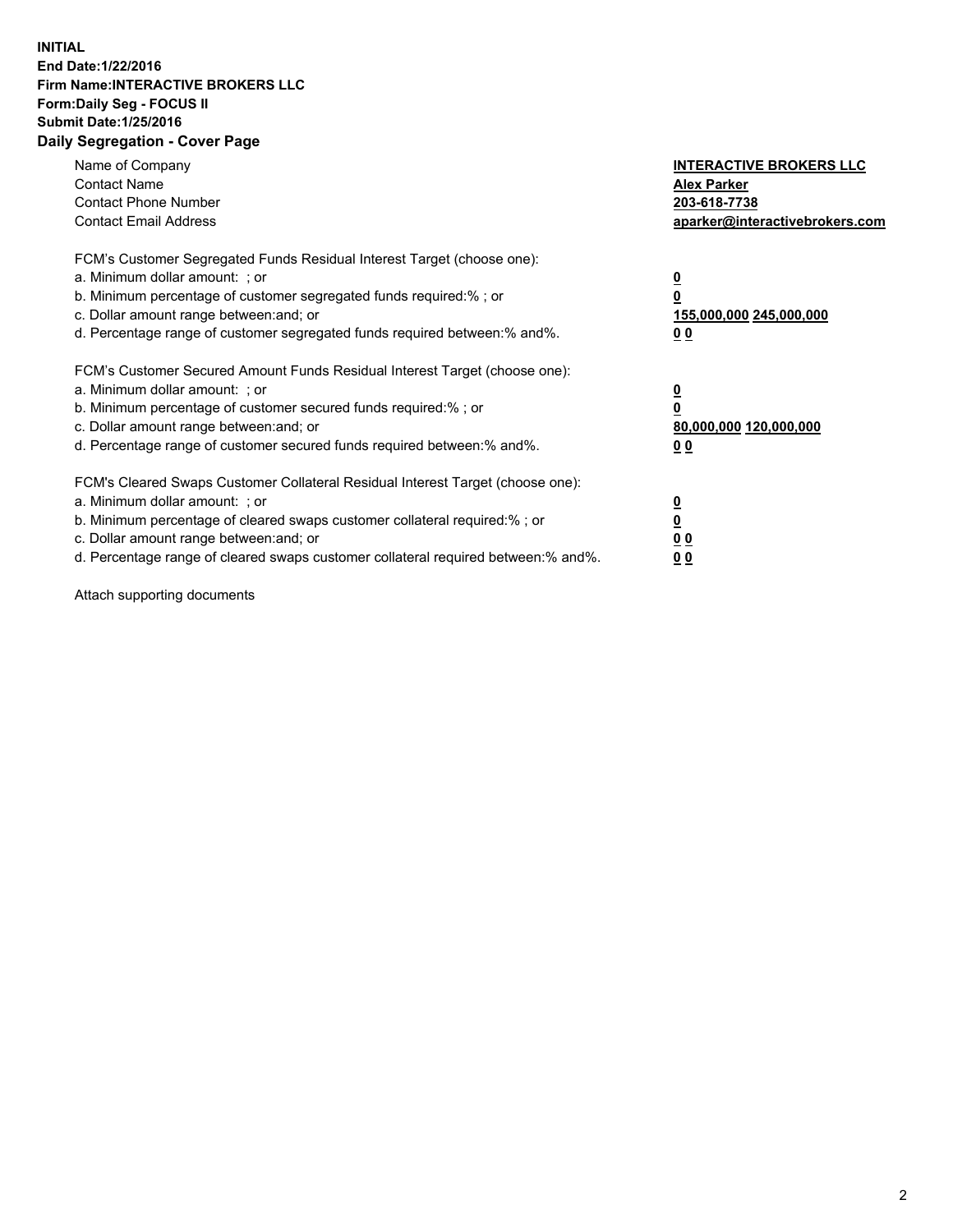**INITIAL**
**End Date:1/22/2016**
**Firm Name:INTERACTIVE BROKERS LLC**
**Form:Daily Seg - FOCUS II**
**Submit Date:1/25/2016**

## Daily Segregation - Cover Page

| | |
|---|---|
| Name of Company | **INTERACTIVE BROKERS LLC** |
| Contact Name | **Alex Parker** |
| Contact Phone Number | **203-618-7738** |
| Contact Email Address | **aparker@interactivebrokers.com** |

FCM's Customer Segregated Funds Residual Interest Target (choose one):

| | |
|---|---|
| a. Minimum dollar amount: ; or | **0** |
| b. Minimum percentage of customer segregated funds required:% ; or | **0** |
| c. Dollar amount range between:and; or | **155,000,000 245,000,000** |
| d. Percentage range of customer segregated funds required between:% and%. | **0 0** |

FCM's Customer Secured Amount Funds Residual Interest Target (choose one):

| | |
|---|---|
| a. Minimum dollar amount: ; or | **0** |
| b. Minimum percentage of customer secured funds required:% ; or | **0** |
| c. Dollar amount range between:and; or | **80,000,000 120,000,000** |
| d. Percentage range of customer secured funds required between:% and%. | **0 0** |

FCM's Cleared Swaps Customer Collateral Residual Interest Target (choose one):

| | |
|---|---|
| a. Minimum dollar amount: ; or | **0** |
| b. Minimum percentage of cleared swaps customer collateral required:% ; or | **0** |
| c. Dollar amount range between:and; or | **0 0** |
| d. Percentage range of cleared swaps customer collateral required between:% and%. | **0 0** |

Attach supporting documents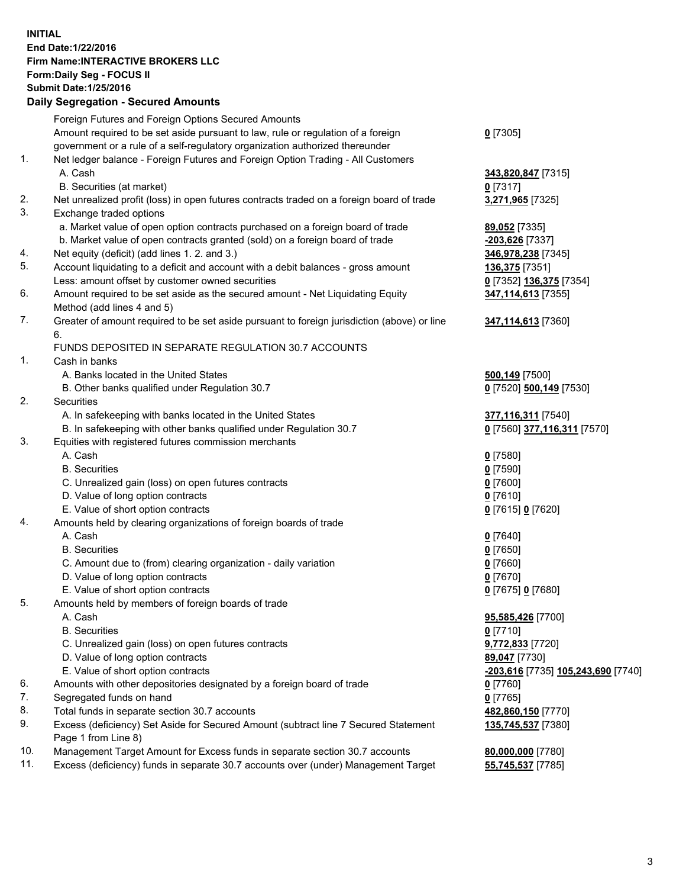**INITIAL**
**End Date:1/22/2016**
**Firm Name:INTERACTIVE BROKERS LLC**
**Form:Daily Seg - FOCUS II**
**Submit Date:1/25/2016**

## Daily Segregation - Secured Amounts

| | | |
|---|---|---|
| | Foreign Futures and Foreign Options Secured Amounts | |
| | Amount required to be set aside pursuant to law, rule or regulation of a foreign government or a rule of a self-regulatory organization authorized thereunder | **0** [7305] |
| 1. | Net ledger balance - Foreign Futures and Foreign Option Trading - All Customers | |
| | A. Cash | **343,820,847** [7315] |
| | B. Securities (at market) | **0** [7317] |
| 2. | Net unrealized profit (loss) in open futures contracts traded on a foreign board of trade | **3,271,965** [7325] |
| 3. | Exchange traded options | |
| | a. Market value of open option contracts purchased on a foreign board of trade | **89,052** [7335] |
| | b. Market value of open contracts granted (sold) on a foreign board of trade | **-203,626** [7337] |
| 4. | Net equity (deficit) (add lines 1. 2. and 3.) | **346,978,238** [7345] |
| 5. | Account liquidating to a deficit and account with a debit balances - gross amount | **136,375** [7351] |
| | Less: amount offset by customer owned securities | **0** [7352] **136,375** [7354] |
| 6. | Amount required to be set aside as the secured amount - Net Liquidating Equity Method (add lines 4 and 5) | **347,114,613** [7355] |
| 7. | Greater of amount required to be set aside pursuant to foreign jurisdiction (above) or line 6. | **347,114,613** [7360] |
| | FUNDS DEPOSITED IN SEPARATE REGULATION 30.7 ACCOUNTS | |
| 1. | Cash in banks | |
| | A. Banks located in the United States | **500,149** [7500] |
| | B. Other banks qualified under Regulation 30.7 | **0** [7520] **500,149** [7530] |
| 2. | Securities | |
| | A. In safekeeping with banks located in the United States | **377,116,311** [7540] |
| | B. In safekeeping with other banks qualified under Regulation 30.7 | **0** [7560] **377,116,311** [7570] |
| 3. | Equities with registered futures commission merchants | |
| | A. Cash | **0** [7580] |
| | B. Securities | **0** [7590] |
| | C. Unrealized gain (loss) on open futures contracts | **0** [7600] |
| | D. Value of long option contracts | **0** [7610] |
| | E. Value of short option contracts | **0** [7615] **0** [7620] |
| 4. | Amounts held by clearing organizations of foreign boards of trade | |
| | A. Cash | **0** [7640] |
| | B. Securities | **0** [7650] |
| | C. Amount due to (from) clearing organization - daily variation | **0** [7660] |
| | D. Value of long option contracts | **0** [7670] |
| | E. Value of short option contracts | **0** [7675] **0** [7680] |
| 5. | Amounts held by members of foreign boards of trade | |
| | A. Cash | **95,585,426** [7700] |
| | B. Securities | **0** [7710] |
| | C. Unrealized gain (loss) on open futures contracts | **9,772,833** [7720] |
| | D. Value of long option contracts | **89,047** [7730] |
| | E. Value of short option contracts | **-203,616** [7735] **105,243,690** [7740] |
| 6. | Amounts with other depositories designated by a foreign board of trade | **0** [7760] |
| 7. | Segregated funds on hand | **0** [7765] |
| 8. | Total funds in separate section 30.7 accounts | **482,860,150** [7770] |
| 9. | Excess (deficiency) Set Aside for Secured Amount (subtract line 7 Secured Statement Page 1 from Line 8) | **135,745,537** [7380] |
| 10. | Management Target Amount for Excess funds in separate section 30.7 accounts | **80,000,000** [7780] |
| 11. | Excess (deficiency) funds in separate 30.7 accounts over (under) Management Target | **55,745,537** [7785] |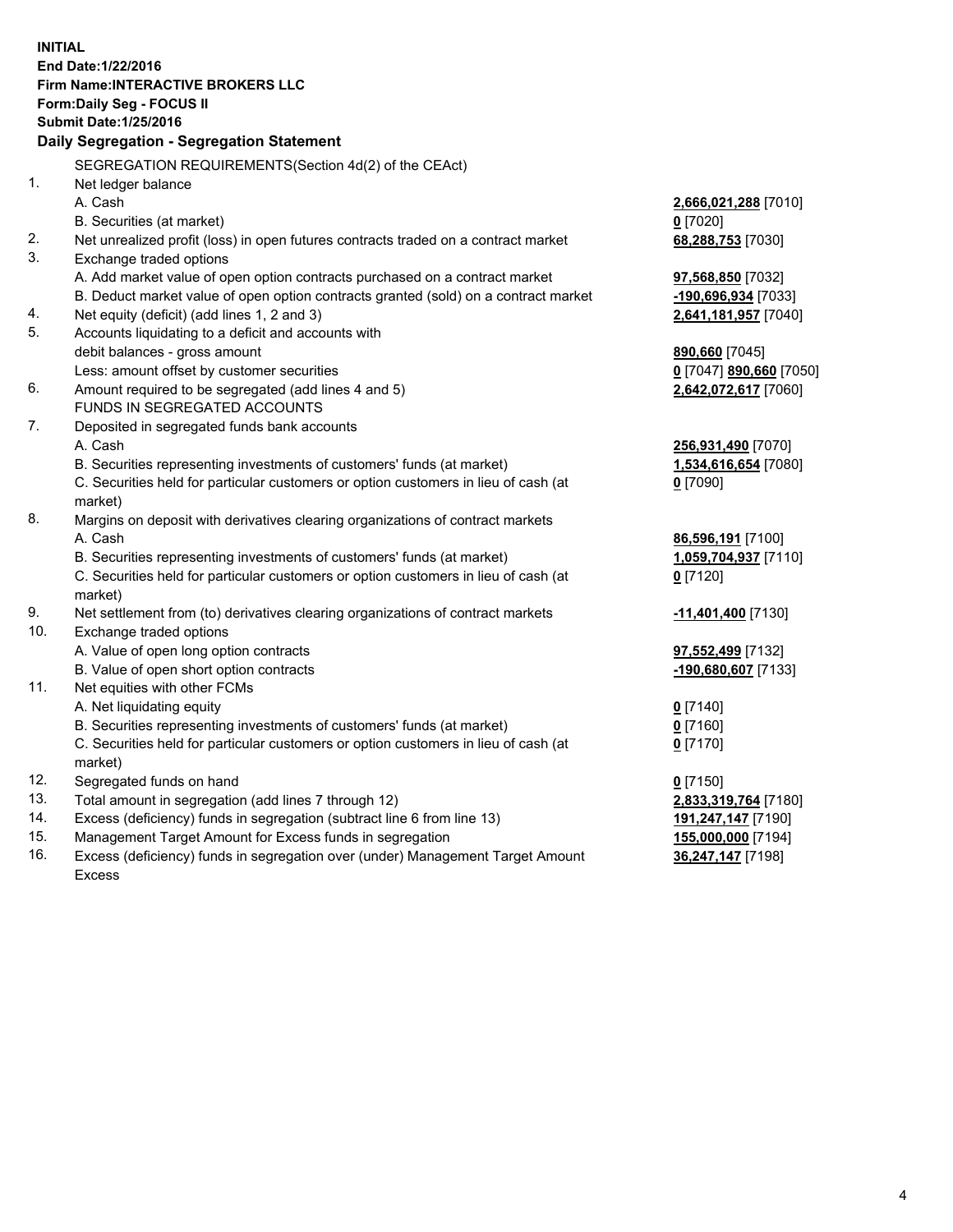**INITIAL**
**End Date:1/22/2016**
**Firm Name:INTERACTIVE BROKERS LLC**
**Form:Daily Seg - FOCUS II**
**Submit Date:1/25/2016**

## Daily Segregation - Segregation Statement

SEGREGATION REQUIREMENTS(Section 4d(2) of the CEAct)

| | | |
|---|---|---|
| 1. | Net ledger balance | |
| | A. Cash | **2,666,021,288** [7010] |
| | B. Securities (at market) | **0** [7020] |
| 2. | Net unrealized profit (loss) in open futures contracts traded on a contract market | **68,288,753** [7030] |
| 3. | Exchange traded options | |
| | A. Add market value of open option contracts purchased on a contract market | **97,568,850** [7032] |
| | B. Deduct market value of open option contracts granted (sold) on a contract market | **-190,696,934** [7033] |
| 4. | Net equity (deficit) (add lines 1, 2 and 3) | **2,641,181,957** [7040] |
| 5. | Accounts liquidating to a deficit and accounts with debit balances - gross amount | **890,660** [7045] |
| | Less: amount offset by customer securities | **0** [7047] **890,660** [7050] |
| 6. | Amount required to be segregated (add lines 4 and 5) | **2,642,072,617** [7060] |
| | FUNDS IN SEGREGATED ACCOUNTS | |
| 7. | Deposited in segregated funds bank accounts | |
| | A. Cash | **256,931,490** [7070] |
| | B. Securities representing investments of customers' funds (at market) | **1,534,616,654** [7080] |
| | C. Securities held for particular customers or option customers in lieu of cash (at market) | **0** [7090] |
| 8. | Margins on deposit with derivatives clearing organizations of contract markets | |
| | A. Cash | **86,596,191** [7100] |
| | B. Securities representing investments of customers' funds (at market) | **1,059,704,937** [7110] |
| | C. Securities held for particular customers or option customers in lieu of cash (at market) | **0** [7120] |
| 9. | Net settlement from (to) derivatives clearing organizations of contract markets | **-11,401,400** [7130] |
| 10. | Exchange traded options | |
| | A. Value of open long option contracts | **97,552,499** [7132] |
| | B. Value of open short option contracts | **-190,680,607** [7133] |
| 11. | Net equities with other FCMs | |
| | A. Net liquidating equity | **0** [7140] |
| | B. Securities representing investments of customers' funds (at market) | **0** [7160] |
| | C. Securities held for particular customers or option customers in lieu of cash (at market) | **0** [7170] |
| 12. | Segregated funds on hand | **0** [7150] |
| 13. | Total amount in segregation (add lines 7 through 12) | **2,833,319,764** [7180] |
| 14. | Excess (deficiency) funds in segregation (subtract line 6 from line 13) | **191,247,147** [7190] |
| 15. | Management Target Amount for Excess funds in segregation | **155,000,000** [7194] |
| 16. | Excess (deficiency) funds in segregation over (under) Management Target Amount Excess | **36,247,147** [7198] |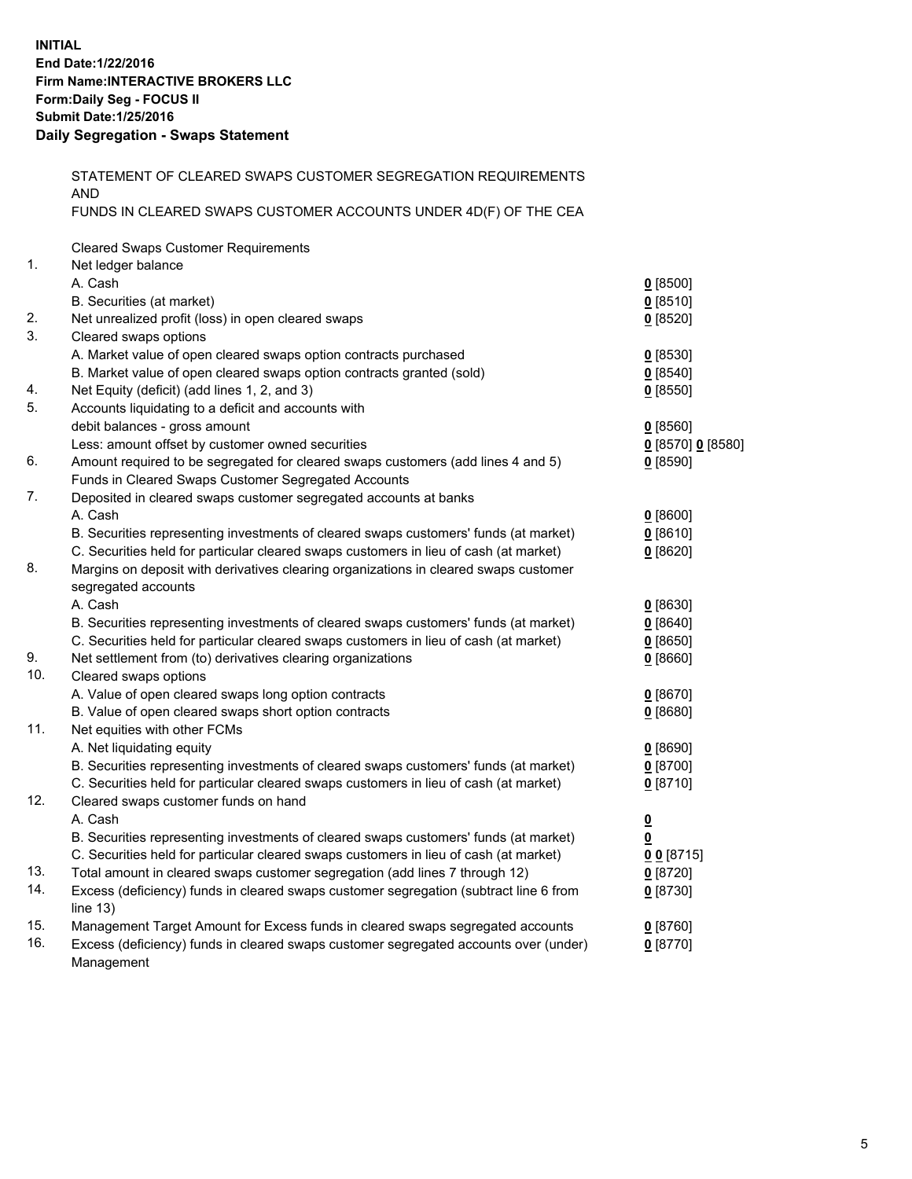**INITIAL**
**End Date:1/22/2016**
**Firm Name:INTERACTIVE BROKERS LLC**
**Form:Daily Seg - FOCUS II**
**Submit Date:1/25/2016**
**Daily Segregation - Swaps Statement**

STATEMENT OF CLEARED SWAPS CUSTOMER SEGREGATION REQUIREMENTS AND FUNDS IN CLEARED SWAPS CUSTOMER ACCOUNTS UNDER 4D(F) OF THE CEA

| | | |
|---|---|---|
| | Cleared Swaps Customer Requirements | |
| 1. | Net ledger balance | |
| | A. Cash | 0 [8500] |
| | B. Securities (at market) | 0 [8510] |
| 2. | Net unrealized profit (loss) in open cleared swaps | 0 [8520] |
| 3. | Cleared swaps options | |
| | A. Market value of open cleared swaps option contracts purchased | 0 [8530] |
| | B. Market value of open cleared swaps option contracts granted (sold) | 0 [8540] |
| 4. | Net Equity (deficit) (add lines 1, 2, and 3) | 0 [8550] |
| 5. | Accounts liquidating to a deficit and accounts with | |
| | debit balances - gross amount | 0 [8560] |
| | Less: amount offset by customer owned securities | 0 [8570] 0 [8580] |
| 6. | Amount required to be segregated for cleared swaps customers (add lines 4 and 5) | 0 [8590] |
| | Funds in Cleared Swaps Customer Segregated Accounts | |
| 7. | Deposited in cleared swaps customer segregated accounts at banks | |
| | A. Cash | 0 [8600] |
| | B. Securities representing investments of cleared swaps customers' funds (at market) | 0 [8610] |
| | C. Securities held for particular cleared swaps customers in lieu of cash (at market) | 0 [8620] |
| 8. | Margins on deposit with derivatives clearing organizations in cleared swaps customer segregated accounts | |
| | A. Cash | 0 [8630] |
| | B. Securities representing investments of cleared swaps customers' funds (at market) | 0 [8640] |
| | C. Securities held for particular cleared swaps customers in lieu of cash (at market) | 0 [8650] |
| 9. | Net settlement from (to) derivatives clearing organizations | 0 [8660] |
| 10. | Cleared swaps options | |
| | A. Value of open cleared swaps long option contracts | 0 [8670] |
| | B. Value of open cleared swaps short option contracts | 0 [8680] |
| 11. | Net equities with other FCMs | |
| | A. Net liquidating equity | 0 [8690] |
| | B. Securities representing investments of cleared swaps customers' funds (at market) | 0 [8700] |
| | C. Securities held for particular cleared swaps customers in lieu of cash (at market) | 0 [8710] |
| 12. | Cleared swaps customer funds on hand | |
| | A. Cash | 0 |
| | B. Securities representing investments of cleared swaps customers' funds (at market) | 0 |
| | C. Securities held for particular cleared swaps customers in lieu of cash (at market) | 0 0 [8715] |
| 13. | Total amount in cleared swaps customer segregation (add lines 7 through 12) | 0 [8720] |
| 14. | Excess (deficiency) funds in cleared swaps customer segregation (subtract line 6 from line 13) | 0 [8730] |
| 15. | Management Target Amount for Excess funds in cleared swaps segregated accounts | 0 [8760] |
| 16. | Excess (deficiency) funds in cleared swaps customer segregated accounts over (under) Management | 0 [8770] |